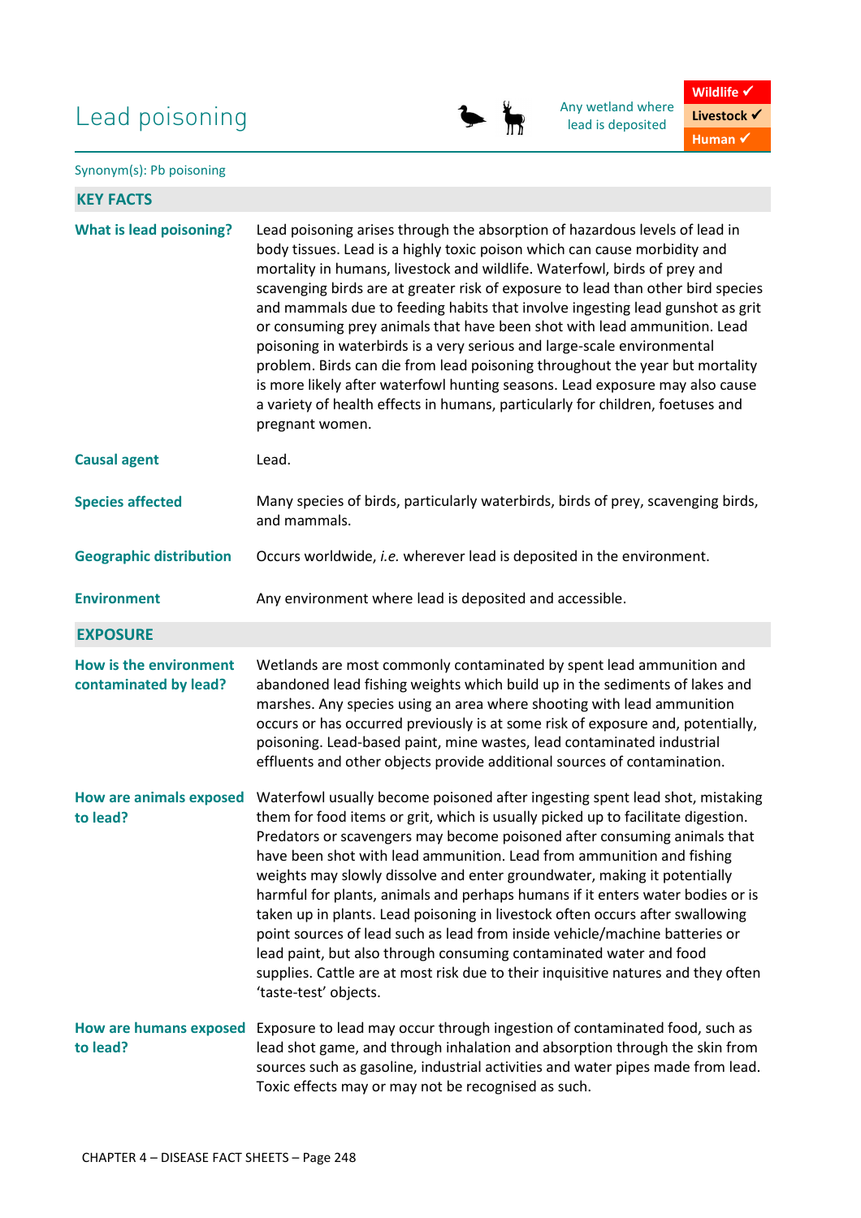# Lead poisoning

Any wetland where lead is deposited

Wildlife ✓
Livestock ✓
Human ✓

Synonym(s): Pb poisoning

## KEY FACTS

**What is lead poisoning?**

Lead poisoning arises through the absorption of hazardous levels of lead in body tissues. Lead is a highly toxic poison which can cause morbidity and mortality in humans, livestock and wildlife. Waterfowl, birds of prey and scavenging birds are at greater risk of exposure to lead than other bird species and mammals due to feeding habits that involve ingesting lead gunshot as grit or consuming prey animals that have been shot with lead ammunition. Lead poisoning in waterbirds is a very serious and large-scale environmental problem. Birds can die from lead poisoning throughout the year but mortality is more likely after waterfowl hunting seasons. Lead exposure may also cause a variety of health effects in humans, particularly for children, foetuses and pregnant women.

**Causal agent**

Lead.

**Species affected**

Many species of birds, particularly waterbirds, birds of prey, scavenging birds, and mammals.

**Geographic distribution**

Occurs worldwide, *i.e.* wherever lead is deposited in the environment.

**Environment**

Any environment where lead is deposited and accessible.

## EXPOSURE

**How is the environment contaminated by lead?**

Wetlands are most commonly contaminated by spent lead ammunition and abandoned lead fishing weights which build up in the sediments of lakes and marshes. Any species using an area where shooting with lead ammunition occurs or has occurred previously is at some risk of exposure and, potentially, poisoning. Lead-based paint, mine wastes, lead contaminated industrial effluents and other objects provide additional sources of contamination.

**How are animals exposed to lead?**

Waterfowl usually become poisoned after ingesting spent lead shot, mistaking them for food items or grit, which is usually picked up to facilitate digestion. Predators or scavengers may become poisoned after consuming animals that have been shot with lead ammunition. Lead from ammunition and fishing weights may slowly dissolve and enter groundwater, making it potentially harmful for plants, animals and perhaps humans if it enters water bodies or is taken up in plants. Lead poisoning in livestock often occurs after swallowing point sources of lead such as lead from inside vehicle/machine batteries or lead paint, but also through consuming contaminated water and food supplies. Cattle are at most risk due to their inquisitive natures and they often 'taste-test' objects.

**How are humans exposed to lead?**

Exposure to lead may occur through ingestion of contaminated food, such as lead shot game, and through inhalation and absorption through the skin from sources such as gasoline, industrial activities and water pipes made from lead. Toxic effects may or may not be recognised as such.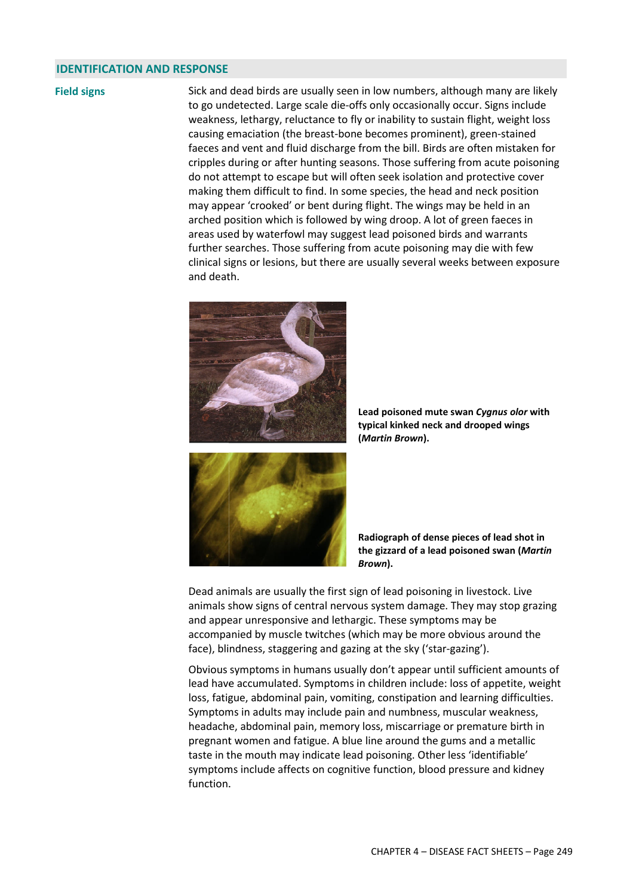## IDENTIFICATION AND RESPONSE

### Field signs

Sick and dead birds are usually seen in low numbers, although many are likely to go undetected. Large scale die-offs only occasionally occur. Signs include weakness, lethargy, reluctance to fly or inability to sustain flight, weight loss causing emaciation (the breast-bone becomes prominent), green-stained faeces and vent and fluid discharge from the bill. Birds are often mistaken for cripples during or after hunting seasons. Those suffering from acute poisoning do not attempt to escape but will often seek isolation and protective cover making them difficult to find. In some species, the head and neck position may appear 'crooked' or bent during flight. The wings may be held in an arched position which is followed by wing droop. A lot of green faeces in areas used by waterfowl may suggest lead poisoned birds and warrants further searches. Those suffering from acute poisoning may die with few clinical signs or lesions, but there are usually several weeks between exposure and death.

**Lead poisoned mute swan *Cygnus olor* with typical kinked neck and drooped wings (*Martin Brown*).**

**Radiograph of dense pieces of lead shot in the gizzard of a lead poisoned swan (*Martin Brown*).**

Dead animals are usually the first sign of lead poisoning in livestock. Live animals show signs of central nervous system damage. They may stop grazing and appear unresponsive and lethargic. These symptoms may be accompanied by muscle twitches (which may be more obvious around the face), blindness, staggering and gazing at the sky ('star-gazing').

Obvious symptoms in humans usually don't appear until sufficient amounts of lead have accumulated. Symptoms in children include: loss of appetite, weight loss, fatigue, abdominal pain, vomiting, constipation and learning difficulties. Symptoms in adults may include pain and numbness, muscular weakness, headache, abdominal pain, memory loss, miscarriage or premature birth in pregnant women and fatigue. A blue line around the gums and a metallic taste in the mouth may indicate lead poisoning. Other less 'identifiable' symptoms include affects on cognitive function, blood pressure and kidney function.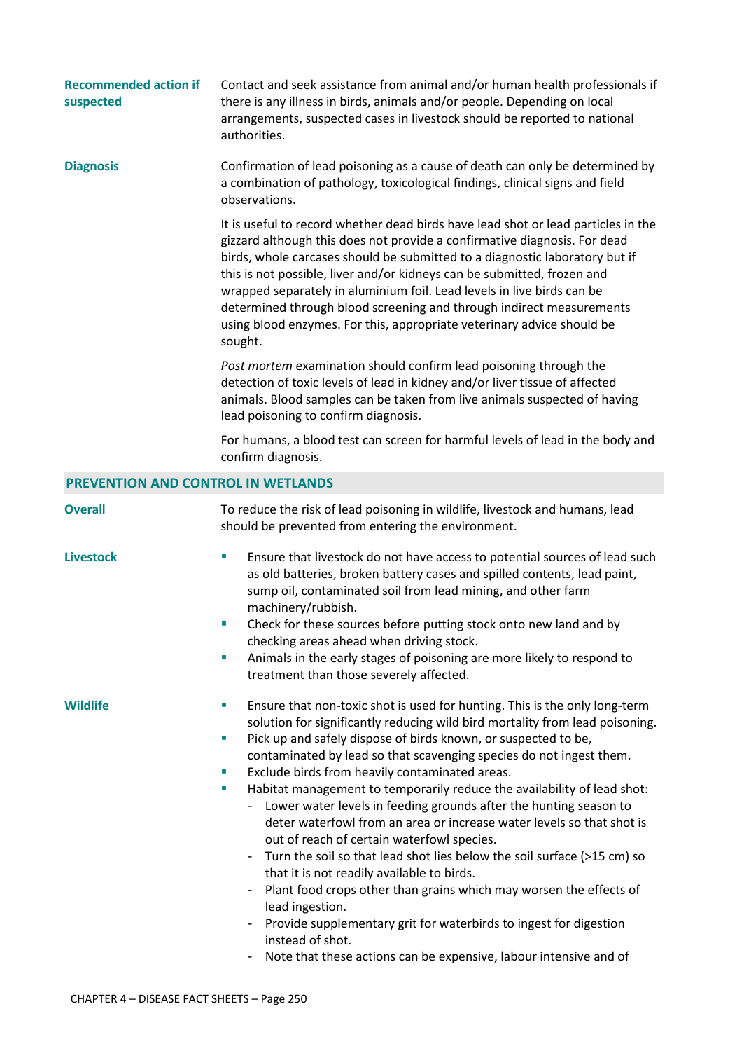**Recommended action if suspected**

Contact and seek assistance from animal and/or human health professionals if there is any illness in birds, animals and/or people. Depending on local arrangements, suspected cases in livestock should be reported to national authorities.

**Diagnosis**

Confirmation of lead poisoning as a cause of death can only be determined by a combination of pathology, toxicological findings, clinical signs and field observations.

It is useful to record whether dead birds have lead shot or lead particles in the gizzard although this does not provide a confirmative diagnosis. For dead birds, whole carcases should be submitted to a diagnostic laboratory but if this is not possible, liver and/or kidneys can be submitted, frozen and wrapped separately in aluminium foil. Lead levels in live birds can be determined through blood screening and through indirect measurements using blood enzymes. For this, appropriate veterinary advice should be sought.

*Post mortem* examination should confirm lead poisoning through the detection of toxic levels of lead in kidney and/or liver tissue of affected animals. Blood samples can be taken from live animals suspected of having lead poisoning to confirm diagnosis.

For humans, a blood test can screen for harmful levels of lead in the body and confirm diagnosis.

## PREVENTION AND CONTROL IN WETLANDS

**Overall**

To reduce the risk of lead poisoning in wildlife, livestock and humans, lead should be prevented from entering the environment.

**Livestock**

- Ensure that livestock do not have access to potential sources of lead such as old batteries, broken battery cases and spilled contents, lead paint, sump oil, contaminated soil from lead mining, and other farm machinery/rubbish.
- Check for these sources before putting stock onto new land and by checking areas ahead when driving stock.
- Animals in the early stages of poisoning are more likely to respond to treatment than those severely affected.

**Wildlife**

- Ensure that non-toxic shot is used for hunting. This is the only long-term solution for significantly reducing wild bird mortality from lead poisoning.
- Pick up and safely dispose of birds known, or suspected to be, contaminated by lead so that scavenging species do not ingest them.
- Exclude birds from heavily contaminated areas.
- Habitat management to temporarily reduce the availability of lead shot:
  - Lower water levels in feeding grounds after the hunting season to deter waterfowl from an area or increase water levels so that shot is out of reach of certain waterfowl species.
  - Turn the soil so that lead shot lies below the soil surface (>15 cm) so that it is not readily available to birds.
  - Plant food crops other than grains which may worsen the effects of lead ingestion.
  - Provide supplementary grit for waterbirds to ingest for digestion instead of shot.
  - Note that these actions can be expensive, labour intensive and of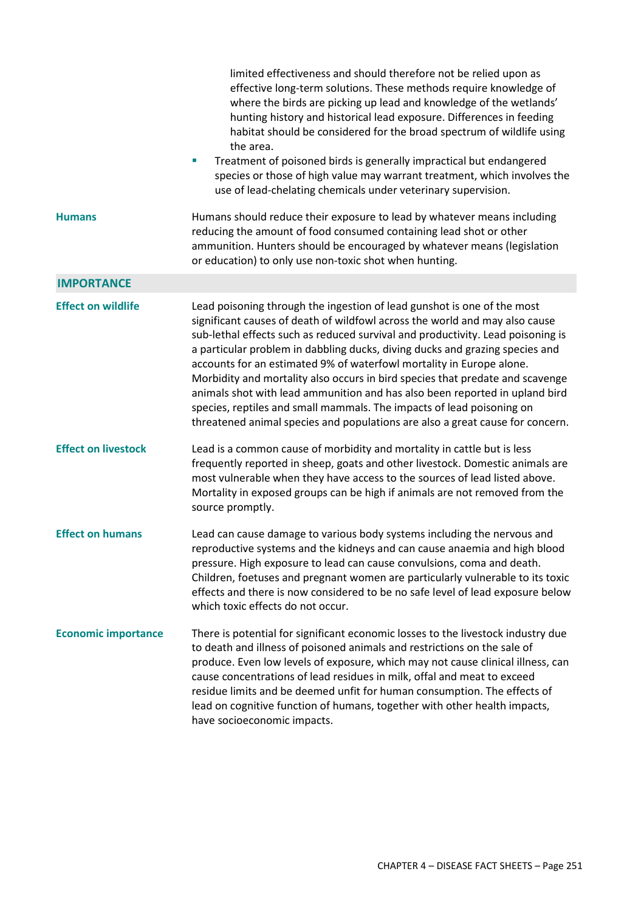limited effectiveness and should therefore not be relied upon as effective long-term solutions. These methods require knowledge of where the birds are picking up lead and knowledge of the wetlands' hunting history and historical lead exposure. Differences in feeding habitat should be considered for the broad spectrum of wildlife using the area.

- Treatment of poisoned birds is generally impractical but endangered species or those of high value may warrant treatment, which involves the use of lead-chelating chemicals under veterinary supervision.

**Humans**

Humans should reduce their exposure to lead by whatever means including reducing the amount of food consumed containing lead shot or other ammunition. Hunters should be encouraged by whatever means (legislation or education) to only use non-toxic shot when hunting.

## IMPORTANCE

**Effect on wildlife**

Lead poisoning through the ingestion of lead gunshot is one of the most significant causes of death of wildfowl across the world and may also cause sub-lethal effects such as reduced survival and productivity. Lead poisoning is a particular problem in dabbling ducks, diving ducks and grazing species and accounts for an estimated 9% of waterfowl mortality in Europe alone. Morbidity and mortality also occurs in bird species that predate and scavenge animals shot with lead ammunition and has also been reported in upland bird species, reptiles and small mammals. The impacts of lead poisoning on threatened animal species and populations are also a great cause for concern.

**Effect on livestock**

Lead is a common cause of morbidity and mortality in cattle but is less frequently reported in sheep, goats and other livestock. Domestic animals are most vulnerable when they have access to the sources of lead listed above. Mortality in exposed groups can be high if animals are not removed from the source promptly.

**Effect on humans**

Lead can cause damage to various body systems including the nervous and reproductive systems and the kidneys and can cause anaemia and high blood pressure. High exposure to lead can cause convulsions, coma and death. Children, foetuses and pregnant women are particularly vulnerable to its toxic effects and there is now considered to be no safe level of lead exposure below which toxic effects do not occur.

**Economic importance**

There is potential for significant economic losses to the livestock industry due to death and illness of poisoned animals and restrictions on the sale of produce. Even low levels of exposure, which may not cause clinical illness, can cause concentrations of lead residues in milk, offal and meat to exceed residue limits and be deemed unfit for human consumption. The effects of lead on cognitive function of humans, together with other health impacts, have socioeconomic impacts.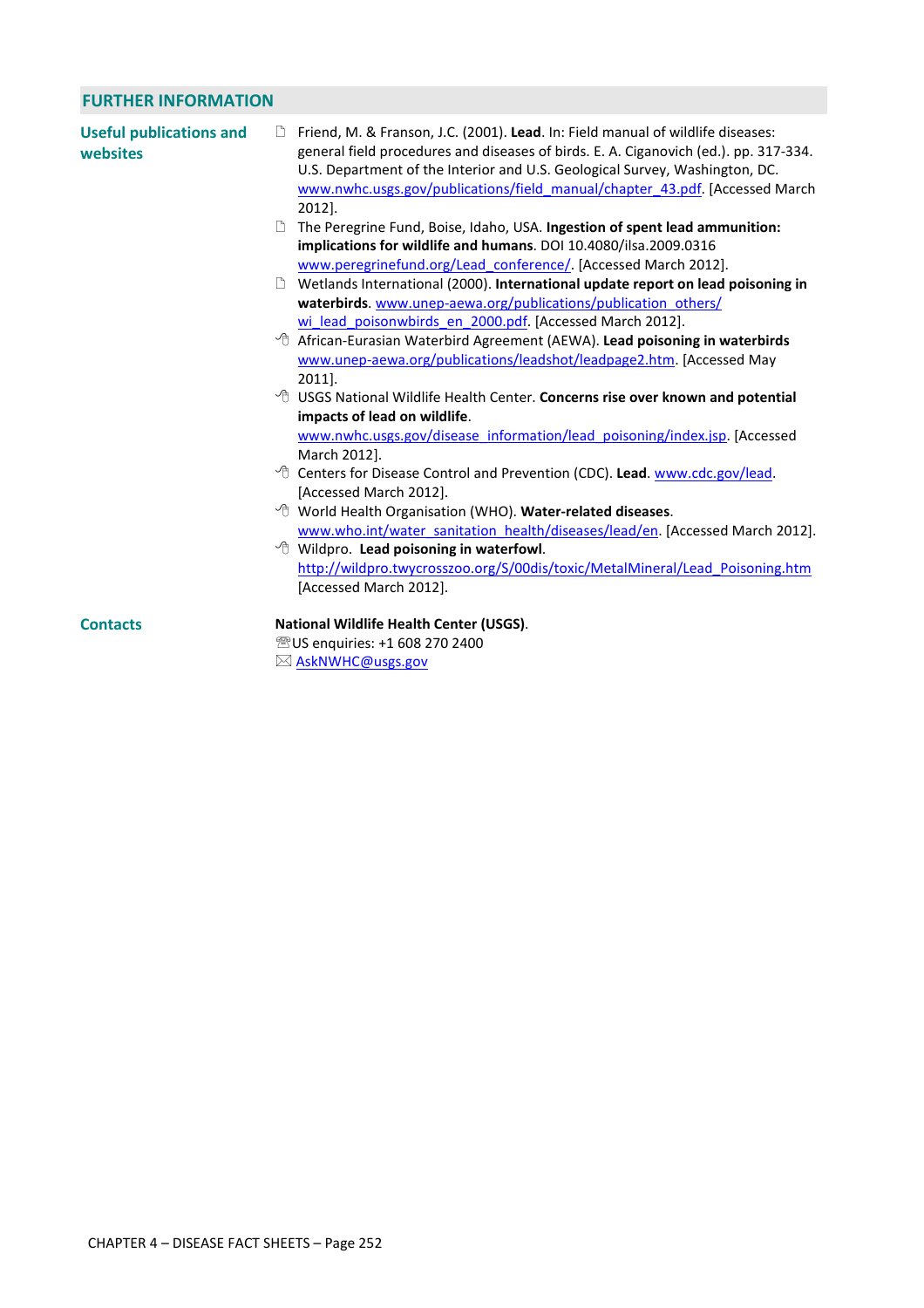## FURTHER INFORMATION

### Useful publications and websites

- Friend, M. & Franson, J.C. (2001). **Lead**. In: Field manual of wildlife diseases: general field procedures and diseases of birds. E. A. Ciganovich (ed.). pp. 317-334. U.S. Department of the Interior and U.S. Geological Survey, Washington, DC. www.nwhc.usgs.gov/publications/field_manual/chapter_43.pdf. [Accessed March 2012].
- The Peregrine Fund, Boise, Idaho, USA. **Ingestion of spent lead ammunition: implications for wildlife and humans**. DOI 10.4080/ilsa.2009.0316 www.peregrinefund.org/Lead_conference/. [Accessed March 2012].
- Wetlands International (2000). **International update report on lead poisoning in waterbirds**. www.unep-aewa.org/publications/publication_others/wi_lead_poisonwbirds_en_2000.pdf. [Accessed March 2012].
- African-Eurasian Waterbird Agreement (AEWA). **Lead poisoning in waterbirds** www.unep-aewa.org/publications/leadshot/leadpage2.htm. [Accessed May 2011].
- USGS National Wildlife Health Center. **Concerns rise over known and potential impacts of lead on wildlife**. www.nwhc.usgs.gov/disease_information/lead_poisoning/index.jsp. [Accessed March 2012].
- Centers for Disease Control and Prevention (CDC). **Lead**. www.cdc.gov/lead. [Accessed March 2012].
- World Health Organisation (WHO). **Water-related diseases**. www.who.int/water_sanitation_health/diseases/lead/en. [Accessed March 2012].
- Wildpro. **Lead poisoning in waterfowl**. http://wildpro.twycrosszoo.org/S/00dis/toxic/MetalMineral/Lead_Poisoning.htm [Accessed March 2012].

### Contacts

**National Wildlife Health Center (USGS)**.
US enquiries: +1 608 270 2400
AskNWHC@usgs.gov